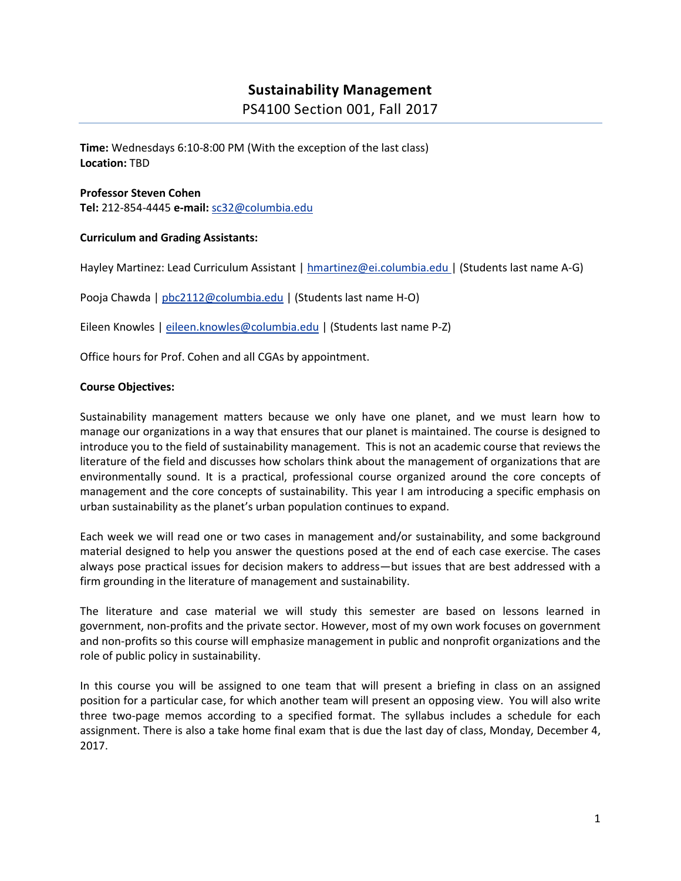# Sustainability Management

PS4100 Section 001, Fall 2017

**Time:** Wednesdays 6:10-8:00 PM (With the exception of the last class)
**Location:** TBD

**Professor Steven Cohen**
**Tel:** 212-854-4445 **e-mail:** sc32@columbia.edu

**Curriculum and Grading Assistants:**

Hayley Martinez: Lead Curriculum Assistant | hmartinez@ei.columbia.edu | (Students last name A-G)

Pooja Chawda | pbc2112@columbia.edu | (Students last name H-O)

Eileen Knowles | eileen.knowles@columbia.edu | (Students last name P-Z)

Office hours for Prof. Cohen and all CGAs by appointment.

**Course Objectives:**

Sustainability management matters because we only have one planet, and we must learn how to manage our organizations in a way that ensures that our planet is maintained. The course is designed to introduce you to the field of sustainability management. This is not an academic course that reviews the literature of the field and discusses how scholars think about the management of organizations that are environmentally sound. It is a practical, professional course organized around the core concepts of management and the core concepts of sustainability. This year I am introducing a specific emphasis on urban sustainability as the planet's urban population continues to expand.

Each week we will read one or two cases in management and/or sustainability, and some background material designed to help you answer the questions posed at the end of each case exercise. The cases always pose practical issues for decision makers to address—but issues that are best addressed with a firm grounding in the literature of management and sustainability.

The literature and case material we will study this semester are based on lessons learned in government, non-profits and the private sector. However, most of my own work focuses on government and non-profits so this course will emphasize management in public and nonprofit organizations and the role of public policy in sustainability.

In this course you will be assigned to one team that will present a briefing in class on an assigned position for a particular case, for which another team will present an opposing view. You will also write three two-page memos according to a specified format. The syllabus includes a schedule for each assignment. There is also a take home final exam that is due the last day of class, Monday, December 4, 2017.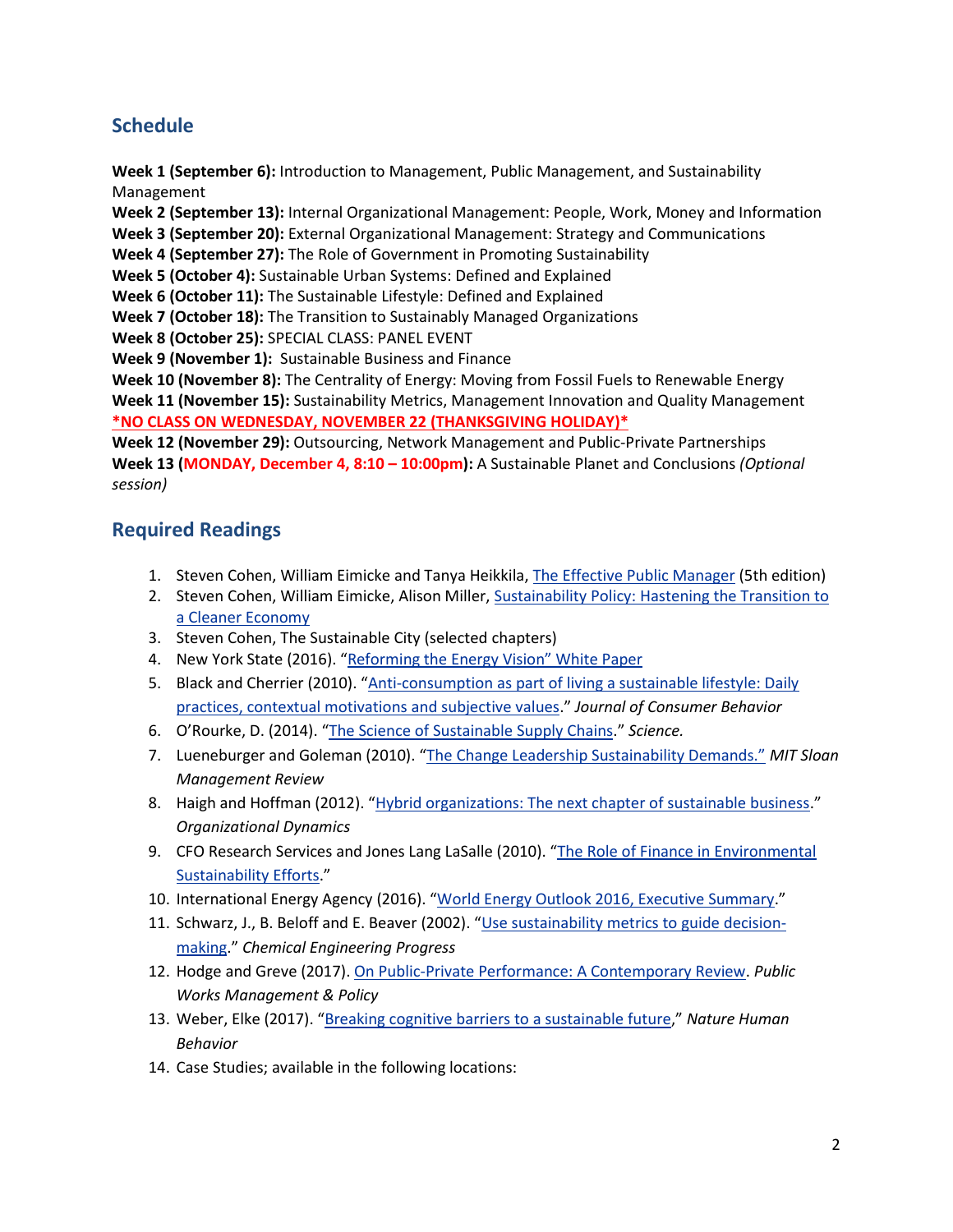## Schedule

**Week 1 (September 6):** Introduction to Management, Public Management, and Sustainability Management
**Week 2 (September 13):** Internal Organizational Management: People, Work, Money and Information
**Week 3 (September 20):** External Organizational Management: Strategy and Communications
**Week 4 (September 27):** The Role of Government in Promoting Sustainability
**Week 5 (October 4):** Sustainable Urban Systems: Defined and Explained
**Week 6 (October 11):** The Sustainable Lifestyle: Defined and Explained
**Week 7 (October 18):** The Transition to Sustainably Managed Organizations
**Week 8 (October 25):** SPECIAL CLASS: PANEL EVENT
**Week 9 (November 1):** Sustainable Business and Finance
**Week 10 (November 8):** The Centrality of Energy: Moving from Fossil Fuels to Renewable Energy
**Week 11 (November 15):** Sustainability Metrics, Management Innovation and Quality Management
**\*NO CLASS ON WEDNESDAY, NOVEMBER 22 (THANKSGIVING HOLIDAY)\***
**Week 12 (November 29):** Outsourcing, Network Management and Public-Private Partnerships
**Week 13 (MONDAY, December 4, 8:10 – 10:00pm):** A Sustainable Planet and Conclusions *(Optional session)*

## Required Readings

1. Steven Cohen, William Eimicke and Tanya Heikkila, The Effective Public Manager (5th edition)
2. Steven Cohen, William Eimicke, Alison Miller, Sustainability Policy: Hastening the Transition to a Cleaner Economy
3. Steven Cohen, The Sustainable City (selected chapters)
4. New York State (2016). "Reforming the Energy Vision" White Paper
5. Black and Cherrier (2010). "Anti-consumption as part of living a sustainable lifestyle: Daily practices, contextual motivations and subjective values." *Journal of Consumer Behavior*
6. O'Rourke, D. (2014). "The Science of Sustainable Supply Chains." *Science.*
7. Lueneburger and Goleman (2010). "The Change Leadership Sustainability Demands." *MIT Sloan Management Review*
8. Haigh and Hoffman (2012). "Hybrid organizations: The next chapter of sustainable business." *Organizational Dynamics*
9. CFO Research Services and Jones Lang LaSalle (2010). "The Role of Finance in Environmental Sustainability Efforts."
10. International Energy Agency (2016). "World Energy Outlook 2016, Executive Summary."
11. Schwarz, J., B. Beloff and E. Beaver (2002). "Use sustainability metrics to guide decision-making." *Chemical Engineering Progress*
12. Hodge and Greve (2017). On Public-Private Performance: A Contemporary Review. *Public Works Management & Policy*
13. Weber, Elke (2017). "Breaking cognitive barriers to a sustainable future," *Nature Human Behavior*
14. Case Studies; available in the following locations: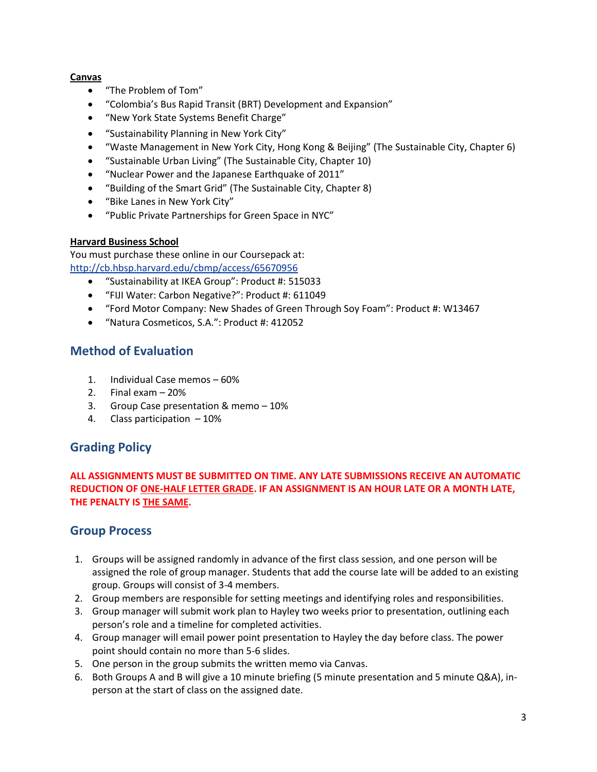**Canvas**

- "The Problem of Tom"
- "Colombia's Bus Rapid Transit (BRT) Development and Expansion"
- "New York State Systems Benefit Charge"
- "Sustainability Planning in New York City"
- "Waste Management in New York City, Hong Kong & Beijing" (The Sustainable City, Chapter 6)
- "Sustainable Urban Living" (The Sustainable City, Chapter 10)
- "Nuclear Power and the Japanese Earthquake of 2011"
- "Building of the Smart Grid" (The Sustainable City, Chapter 8)
- "Bike Lanes in New York City"
- "Public Private Partnerships for Green Space in NYC"

**Harvard Business School**

You must purchase these online in our Coursepack at:
http://cb.hbsp.harvard.edu/cbmp/access/65670956

- "Sustainability at IKEA Group": Product #: 515033
- "FIJI Water: Carbon Negative?": Product #: 611049
- "Ford Motor Company: New Shades of Green Through Soy Foam": Product #: W13467
- "Natura Cosmeticos, S.A.": Product #: 412052

## Method of Evaluation

1. Individual Case memos – 60%
2. Final exam – 20%
3. Group Case presentation & memo – 10%
4. Class participation – 10%

## Grading Policy

**ALL ASSIGNMENTS MUST BE SUBMITTED ON TIME. ANY LATE SUBMISSIONS RECEIVE AN AUTOMATIC REDUCTION OF ONE-HALF LETTER GRADE. IF AN ASSIGNMENT IS AN HOUR LATE OR A MONTH LATE, THE PENALTY IS THE SAME.**

## Group Process

1. Groups will be assigned randomly in advance of the first class session, and one person will be assigned the role of group manager. Students that add the course late will be added to an existing group. Groups will consist of 3-4 members.
2. Group members are responsible for setting meetings and identifying roles and responsibilities.
3. Group manager will submit work plan to Hayley two weeks prior to presentation, outlining each person's role and a timeline for completed activities.
4. Group manager will email power point presentation to Hayley the day before class. The power point should contain no more than 5-6 slides.
5. One person in the group submits the written memo via Canvas.
6. Both Groups A and B will give a 10 minute briefing (5 minute presentation and 5 minute Q&A), in-person at the start of class on the assigned date.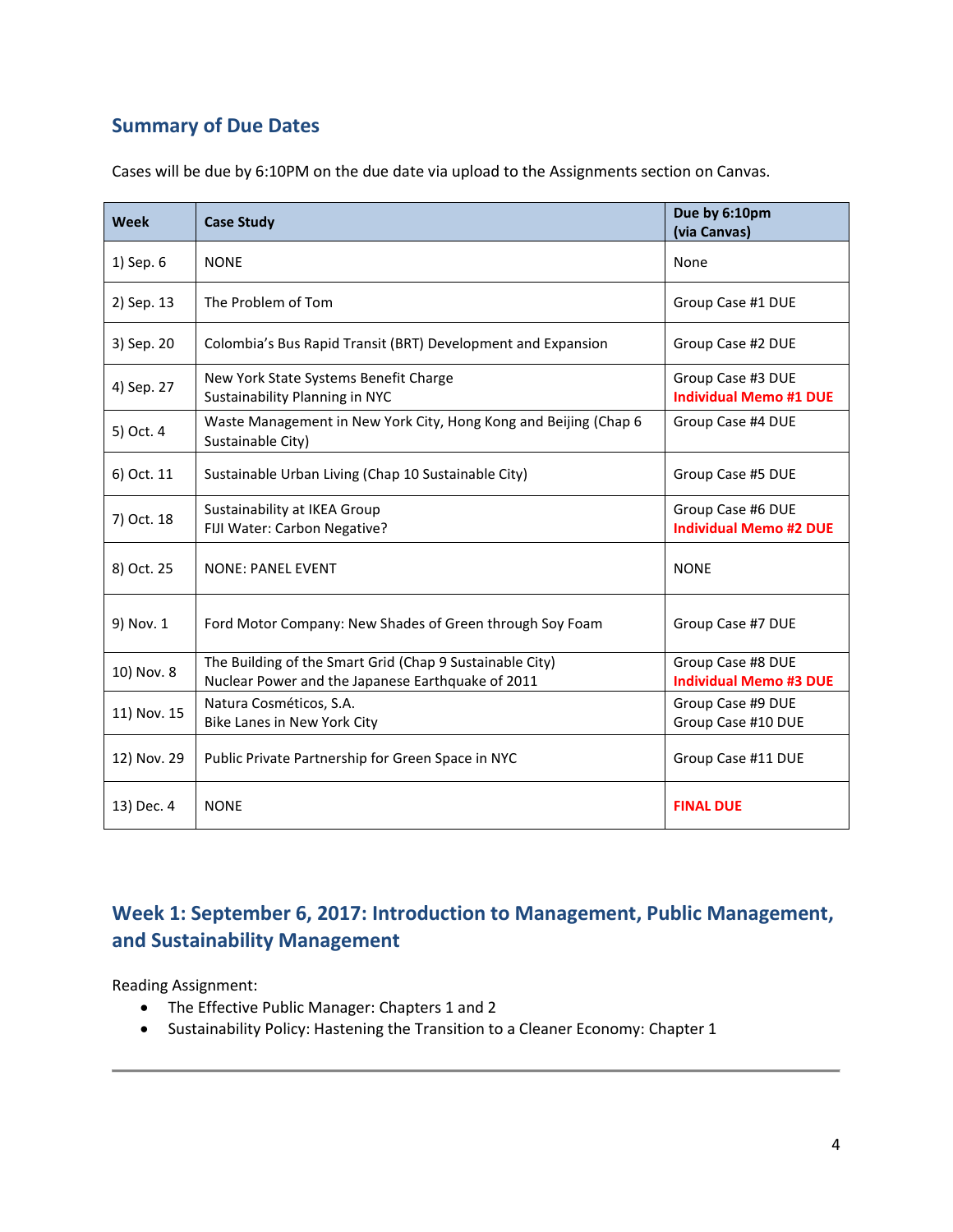## Summary of Due Dates

Cases will be due by 6:10PM on the due date via upload to the Assignments section on Canvas.

| Week | Case Study | Due by 6:10pm (via Canvas) |
|---|---|---|
| 1) Sep. 6 | NONE | None |
| 2) Sep. 13 | The Problem of Tom | Group Case #1 DUE |
| 3) Sep. 20 | Colombia's Bus Rapid Transit (BRT) Development and Expansion | Group Case #2 DUE |
| 4) Sep. 27 | New York State Systems Benefit Charge<br>Sustainability Planning in NYC | Group Case #3 DUE<br>**Individual Memo #1 DUE** |
| 5) Oct. 4 | Waste Management in New York City, Hong Kong and Beijing (Chap 6 Sustainable City) | Group Case #4 DUE |
| 6) Oct. 11 | Sustainable Urban Living (Chap 10 Sustainable City) | Group Case #5 DUE |
| 7) Oct. 18 | Sustainability at IKEA Group<br>FIJI Water: Carbon Negative? | Group Case #6 DUE<br>**Individual Memo #2 DUE** |
| 8) Oct. 25 | NONE: PANEL EVENT | NONE |
| 9) Nov. 1 | Ford Motor Company: New Shades of Green through Soy Foam | Group Case #7 DUE |
| 10) Nov. 8 | The Building of the Smart Grid (Chap 9 Sustainable City)<br>Nuclear Power and the Japanese Earthquake of 2011 | Group Case #8 DUE<br>**Individual Memo #3 DUE** |
| 11) Nov. 15 | Natura Cosméticos, S.A.<br>Bike Lanes in New York City | Group Case #9 DUE<br>Group Case #10 DUE |
| 12) Nov. 29 | Public Private Partnership for Green Space in NYC | Group Case #11 DUE |
| 13) Dec. 4 | NONE | **FINAL DUE** |

## Week 1: September 6, 2017: Introduction to Management, Public Management, and Sustainability Management

Reading Assignment:

- The Effective Public Manager: Chapters 1 and 2
- Sustainability Policy: Hastening the Transition to a Cleaner Economy: Chapter 1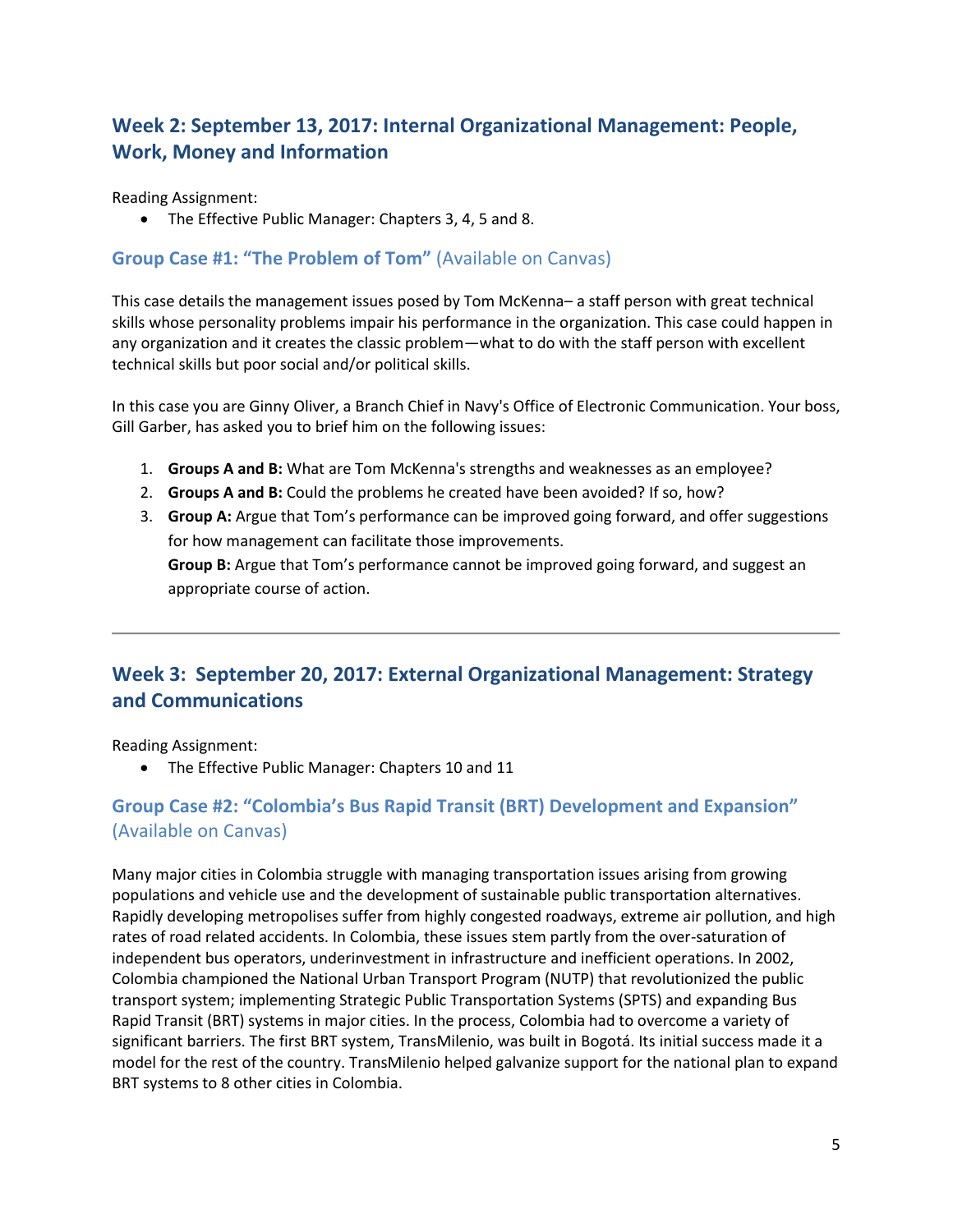## Week 2: September 13, 2017: Internal Organizational Management: People, Work, Money and Information

Reading Assignment:

- The Effective Public Manager: Chapters 3, 4, 5 and 8.

### Group Case #1: "The Problem of Tom" (Available on Canvas)

This case details the management issues posed by Tom McKenna– a staff person with great technical skills whose personality problems impair his performance in the organization. This case could happen in any organization and it creates the classic problem—what to do with the staff person with excellent technical skills but poor social and/or political skills.

In this case you are Ginny Oliver, a Branch Chief in Navy's Office of Electronic Communication. Your boss, Gill Garber, has asked you to brief him on the following issues:

1. **Groups A and B:** What are Tom McKenna's strengths and weaknesses as an employee?
2. **Groups A and B:** Could the problems he created have been avoided? If so, how?
3. **Group A:** Argue that Tom's performance can be improved going forward, and offer suggestions for how management can facilitate those improvements.
   **Group B:** Argue that Tom's performance cannot be improved going forward, and suggest an appropriate course of action.

---

## Week 3: September 20, 2017: External Organizational Management: Strategy and Communications

Reading Assignment:

- The Effective Public Manager: Chapters 10 and 11

### Group Case #2: "Colombia's Bus Rapid Transit (BRT) Development and Expansion" (Available on Canvas)

Many major cities in Colombia struggle with managing transportation issues arising from growing populations and vehicle use and the development of sustainable public transportation alternatives. Rapidly developing metropolises suffer from highly congested roadways, extreme air pollution, and high rates of road related accidents. In Colombia, these issues stem partly from the over-saturation of independent bus operators, underinvestment in infrastructure and inefficient operations. In 2002, Colombia championed the National Urban Transport Program (NUTP) that revolutionized the public transport system; implementing Strategic Public Transportation Systems (SPTS) and expanding Bus Rapid Transit (BRT) systems in major cities. In the process, Colombia had to overcome a variety of significant barriers. The first BRT system, TransMilenio, was built in Bogotá. Its initial success made it a model for the rest of the country. TransMilenio helped galvanize support for the national plan to expand BRT systems to 8 other cities in Colombia.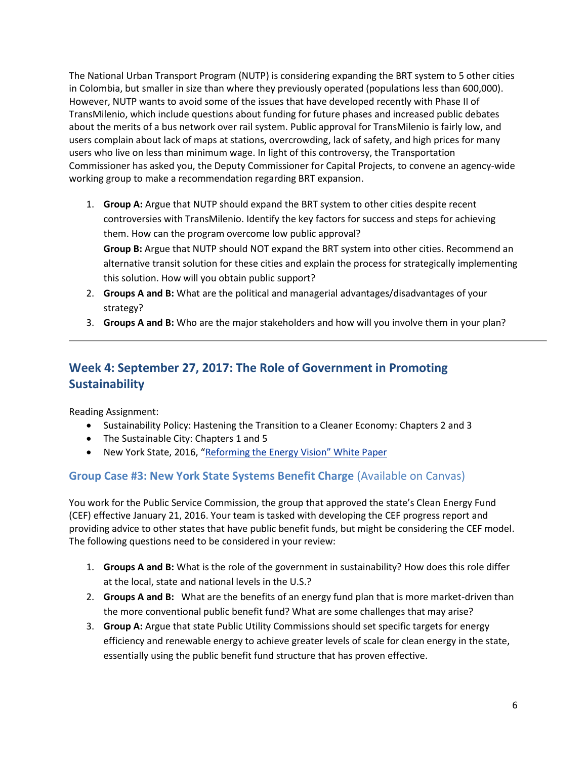The National Urban Transport Program (NUTP) is considering expanding the BRT system to 5 other cities in Colombia, but smaller in size than where they previously operated (populations less than 600,000). However, NUTP wants to avoid some of the issues that have developed recently with Phase II of TransMilenio, which include questions about funding for future phases and increased public debates about the merits of a bus network over rail system. Public approval for TransMilenio is fairly low, and users complain about lack of maps at stations, overcrowding, lack of safety, and high prices for many users who live on less than minimum wage. In light of this controversy, the Transportation Commissioner has asked you, the Deputy Commissioner for Capital Projects, to convene an agency-wide working group to make a recommendation regarding BRT expansion.

1. **Group A:** Argue that NUTP should expand the BRT system to other cities despite recent controversies with TransMilenio. Identify the key factors for success and steps for achieving them. How can the program overcome low public approval?
   **Group B:** Argue that NUTP should NOT expand the BRT system into other cities. Recommend an alternative transit solution for these cities and explain the process for strategically implementing this solution. How will you obtain public support?
2. **Groups A and B:** What are the political and managerial advantages/disadvantages of your strategy?
3. **Groups A and B:** Who are the major stakeholders and how will you involve them in your plan?

---

## Week 4: September 27, 2017: The Role of Government in Promoting Sustainability

Reading Assignment:

- Sustainability Policy: Hastening the Transition to a Cleaner Economy: Chapters 2 and 3
- The Sustainable City: Chapters 1 and 5
- New York State, 2016, "Reforming the Energy Vision" White Paper

### Group Case #3: New York State Systems Benefit Charge (Available on Canvas)

You work for the Public Service Commission, the group that approved the state's Clean Energy Fund (CEF) effective January 21, 2016. Your team is tasked with developing the CEF progress report and providing advice to other states that have public benefit funds, but might be considering the CEF model. The following questions need to be considered in your review:

1. **Groups A and B:** What is the role of the government in sustainability? How does this role differ at the local, state and national levels in the U.S.?
2. **Groups A and B:** What are the benefits of an energy fund plan that is more market-driven than the more conventional public benefit fund? What are some challenges that may arise?
3. **Group A:** Argue that state Public Utility Commissions should set specific targets for energy efficiency and renewable energy to achieve greater levels of scale for clean energy in the state, essentially using the public benefit fund structure that has proven effective.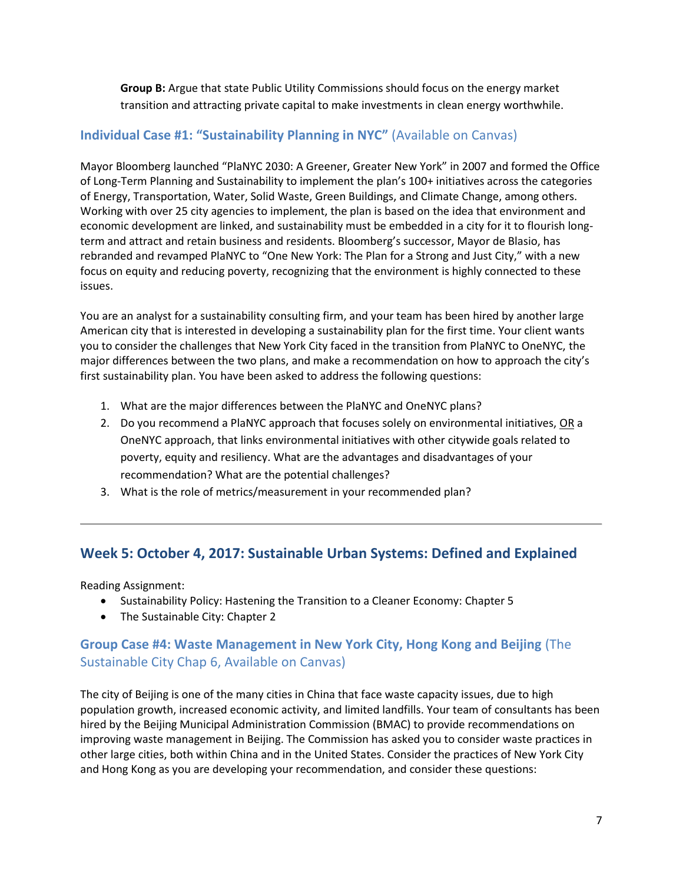**Group B:** Argue that state Public Utility Commissions should focus on the energy market transition and attracting private capital to make investments in clean energy worthwhile.

### Individual Case #1: "Sustainability Planning in NYC" (Available on Canvas)

Mayor Bloomberg launched "PlaNYC 2030: A Greener, Greater New York" in 2007 and formed the Office of Long-Term Planning and Sustainability to implement the plan's 100+ initiatives across the categories of Energy, Transportation, Water, Solid Waste, Green Buildings, and Climate Change, among others. Working with over 25 city agencies to implement, the plan is based on the idea that environment and economic development are linked, and sustainability must be embedded in a city for it to flourish long-term and attract and retain business and residents. Bloomberg's successor, Mayor de Blasio, has rebranded and revamped PlaNYC to "One New York: The Plan for a Strong and Just City," with a new focus on equity and reducing poverty, recognizing that the environment is highly connected to these issues.

You are an analyst for a sustainability consulting firm, and your team has been hired by another large American city that is interested in developing a sustainability plan for the first time. Your client wants you to consider the challenges that New York City faced in the transition from PlaNYC to OneNYC, the major differences between the two plans, and make a recommendation on how to approach the city's first sustainability plan. You have been asked to address the following questions:

1. What are the major differences between the PlaNYC and OneNYC plans?
2. Do you recommend a PlaNYC approach that focuses solely on environmental initiatives, <u>OR</u> a OneNYC approach, that links environmental initiatives with other citywide goals related to poverty, equity and resiliency. What are the advantages and disadvantages of your recommendation? What are the potential challenges?
3. What is the role of metrics/measurement in your recommended plan?

---

## Week 5: October 4, 2017: Sustainable Urban Systems: Defined and Explained

Reading Assignment:

- Sustainability Policy: Hastening the Transition to a Cleaner Economy: Chapter 5
- The Sustainable City: Chapter 2

### Group Case #4: Waste Management in New York City, Hong Kong and Beijing (The Sustainable City Chap 6, Available on Canvas)

The city of Beijing is one of the many cities in China that face waste capacity issues, due to high population growth, increased economic activity, and limited landfills. Your team of consultants has been hired by the Beijing Municipal Administration Commission (BMAC) to provide recommendations on improving waste management in Beijing. The Commission has asked you to consider waste practices in other large cities, both within China and in the United States. Consider the practices of New York City and Hong Kong as you are developing your recommendation, and consider these questions: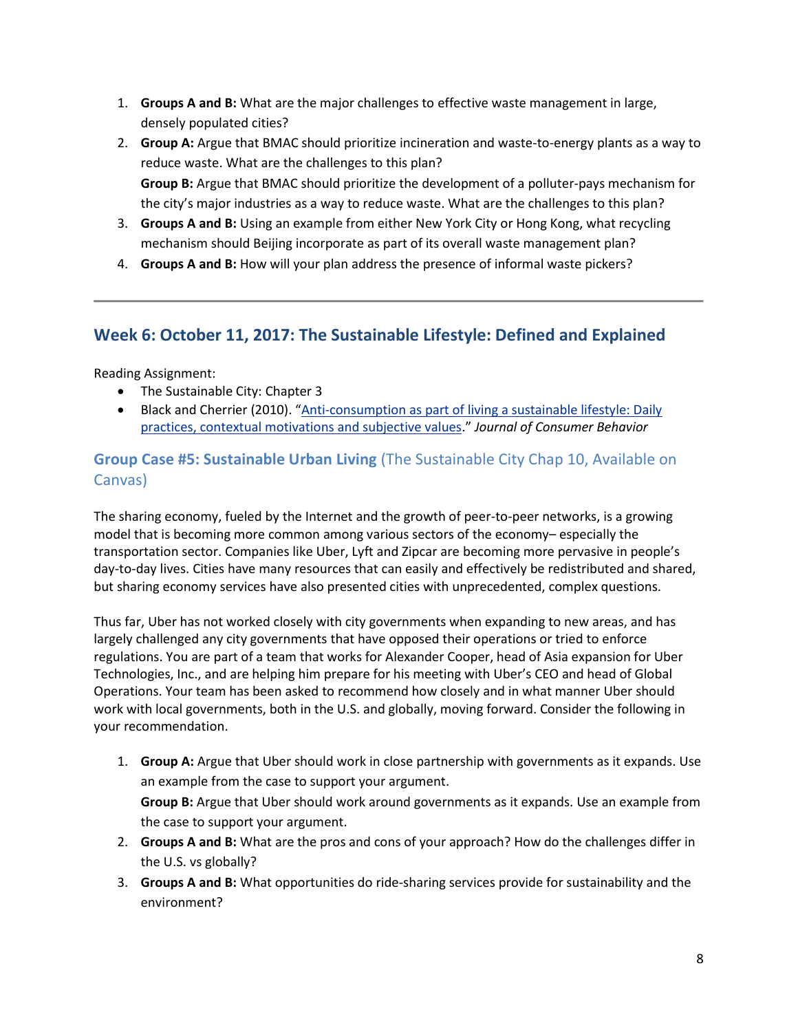1. **Groups A and B:** What are the major challenges to effective waste management in large, densely populated cities?
2. **Group A:** Argue that BMAC should prioritize incineration and waste-to-energy plants as a way to reduce waste. What are the challenges to this plan?
   **Group B:** Argue that BMAC should prioritize the development of a polluter-pays mechanism for the city's major industries as a way to reduce waste. What are the challenges to this plan?
3. **Groups A and B:** Using an example from either New York City or Hong Kong, what recycling mechanism should Beijing incorporate as part of its overall waste management plan?
4. **Groups A and B:** How will your plan address the presence of informal waste pickers?

---

## Week 6: October 11, 2017: The Sustainable Lifestyle: Defined and Explained

Reading Assignment:

- The Sustainable City: Chapter 3
- Black and Cherrier (2010). "Anti-consumption as part of living a sustainable lifestyle: Daily practices, contextual motivations and subjective values." *Journal of Consumer Behavior*

### Group Case #5: Sustainable Urban Living (The Sustainable City Chap 10, Available on Canvas)

The sharing economy, fueled by the Internet and the growth of peer-to-peer networks, is a growing model that is becoming more common among various sectors of the economy– especially the transportation sector. Companies like Uber, Lyft and Zipcar are becoming more pervasive in people's day-to-day lives. Cities have many resources that can easily and effectively be redistributed and shared, but sharing economy services have also presented cities with unprecedented, complex questions.

Thus far, Uber has not worked closely with city governments when expanding to new areas, and has largely challenged any city governments that have opposed their operations or tried to enforce regulations. You are part of a team that works for Alexander Cooper, head of Asia expansion for Uber Technologies, Inc., and are helping him prepare for his meeting with Uber's CEO and head of Global Operations. Your team has been asked to recommend how closely and in what manner Uber should work with local governments, both in the U.S. and globally, moving forward. Consider the following in your recommendation.

1. **Group A:** Argue that Uber should work in close partnership with governments as it expands. Use an example from the case to support your argument.
   **Group B:** Argue that Uber should work around governments as it expands. Use an example from the case to support your argument.
2. **Groups A and B:** What are the pros and cons of your approach? How do the challenges differ in the U.S. vs globally?
3. **Groups A and B:** What opportunities do ride-sharing services provide for sustainability and the environment?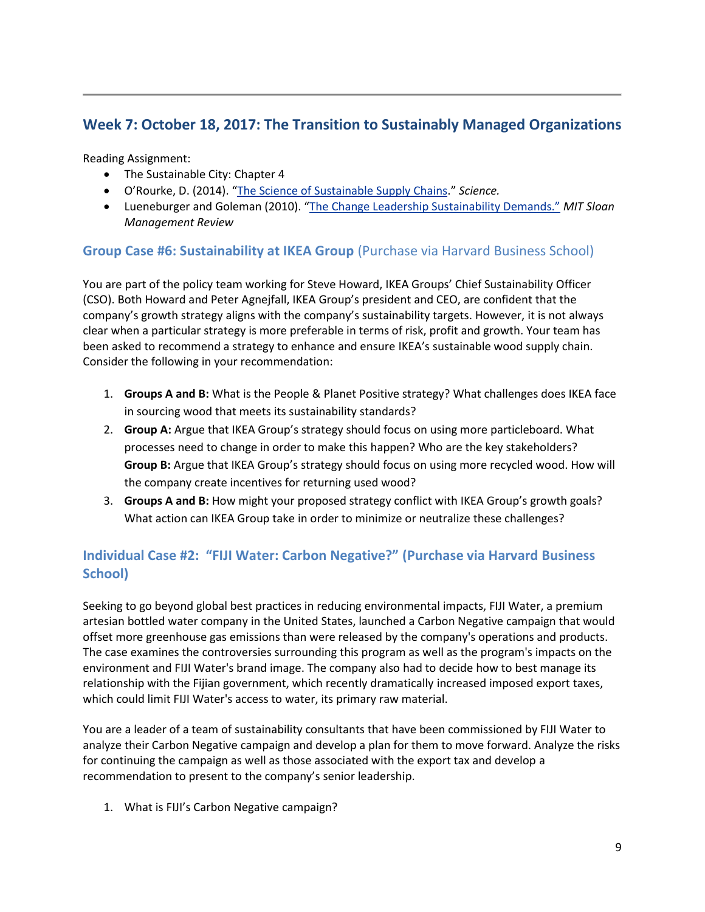## Week 7: October 18, 2017: The Transition to Sustainably Managed Organizations

Reading Assignment:

- The Sustainable City: Chapter 4
- O'Rourke, D. (2014). "[The Science of Sustainable Supply Chains]." *Science.*
- Lueneburger and Goleman (2010). "[The Change Leadership Sustainability Demands.]" *MIT Sloan Management Review*

### Group Case #6: Sustainability at IKEA Group (Purchase via Harvard Business School)

You are part of the policy team working for Steve Howard, IKEA Groups' Chief Sustainability Officer (CSO). Both Howard and Peter Agnejfall, IKEA Group's president and CEO, are confident that the company's growth strategy aligns with the company's sustainability targets. However, it is not always clear when a particular strategy is more preferable in terms of risk, profit and growth. Your team has been asked to recommend a strategy to enhance and ensure IKEA's sustainable wood supply chain. Consider the following in your recommendation:

1. **Groups A and B:** What is the People & Planet Positive strategy? What challenges does IKEA face in sourcing wood that meets its sustainability standards?
2. **Group A:** Argue that IKEA Group's strategy should focus on using more particleboard. What processes need to change in order to make this happen? Who are the key stakeholders?
   **Group B:** Argue that IKEA Group's strategy should focus on using more recycled wood. How will the company create incentives for returning used wood?
3. **Groups A and B:** How might your proposed strategy conflict with IKEA Group's growth goals? What action can IKEA Group take in order to minimize or neutralize these challenges?

### Individual Case #2: "FIJI Water: Carbon Negative?" (Purchase via Harvard Business School)

Seeking to go beyond global best practices in reducing environmental impacts, FIJI Water, a premium artesian bottled water company in the United States, launched a Carbon Negative campaign that would offset more greenhouse gas emissions than were released by the company's operations and products. The case examines the controversies surrounding this program as well as the program's impacts on the environment and FIJI Water's brand image. The company also had to decide how to best manage its relationship with the Fijian government, which recently dramatically increased imposed export taxes, which could limit FIJI Water's access to water, its primary raw material.

You are a leader of a team of sustainability consultants that have been commissioned by FIJI Water to analyze their Carbon Negative campaign and develop a plan for them to move forward. Analyze the risks for continuing the campaign as well as those associated with the export tax and develop a recommendation to present to the company's senior leadership.

1. What is FIJI's Carbon Negative campaign?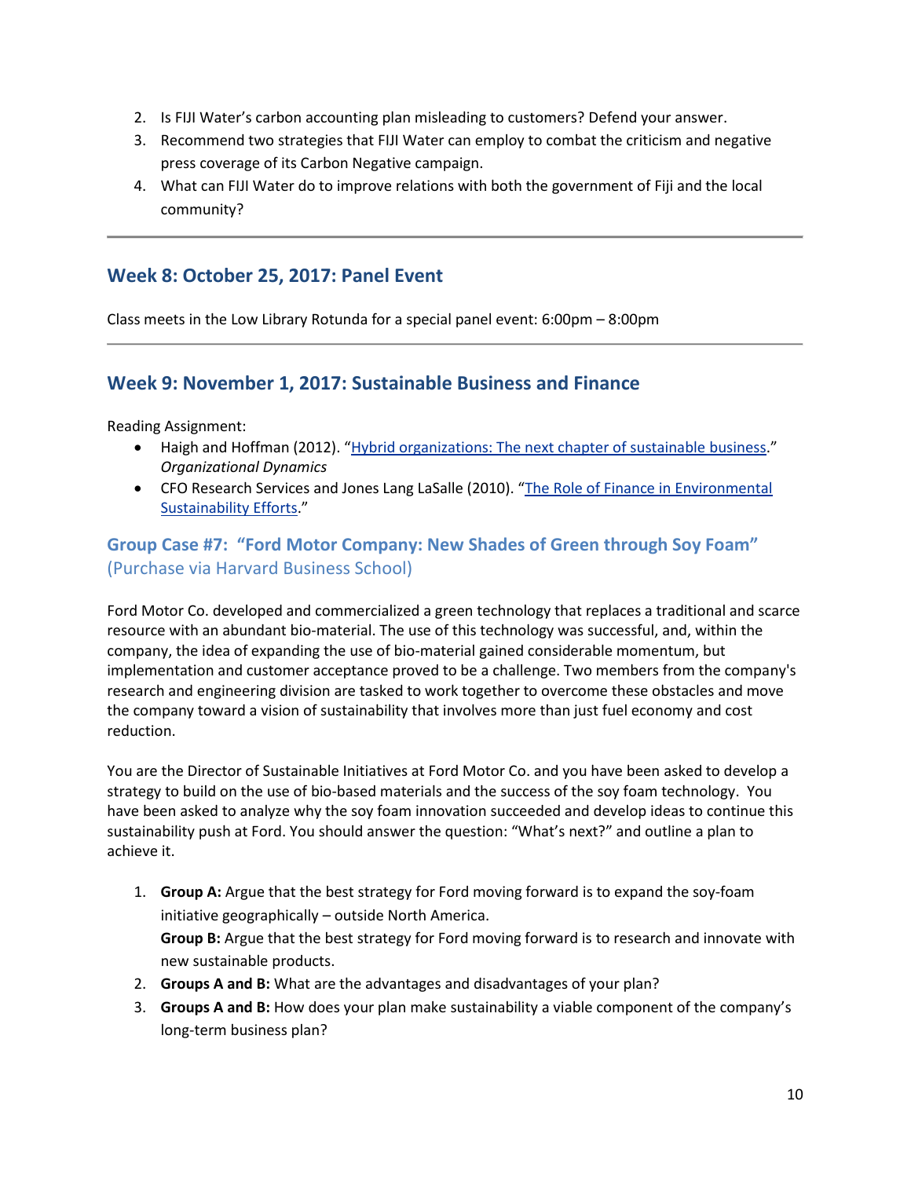2. Is FIJI Water's carbon accounting plan misleading to customers? Defend your answer.
3. Recommend two strategies that FIJI Water can employ to combat the criticism and negative press coverage of its Carbon Negative campaign.
4. What can FIJI Water do to improve relations with both the government of Fiji and the local community?

---

## Week 8: October 25, 2017: Panel Event

Class meets in the Low Library Rotunda for a special panel event: 6:00pm – 8:00pm

---

## Week 9: November 1, 2017: Sustainable Business and Finance

Reading Assignment:

- Haigh and Hoffman (2012). "Hybrid organizations: The next chapter of sustainable business." *Organizational Dynamics*
- CFO Research Services and Jones Lang LaSalle (2010). "The Role of Finance in Environmental Sustainability Efforts."

### Group Case #7: "Ford Motor Company: New Shades of Green through Soy Foam" (Purchase via Harvard Business School)

Ford Motor Co. developed and commercialized a green technology that replaces a traditional and scarce resource with an abundant bio-material. The use of this technology was successful, and, within the company, the idea of expanding the use of bio-material gained considerable momentum, but implementation and customer acceptance proved to be a challenge. Two members from the company's research and engineering division are tasked to work together to overcome these obstacles and move the company toward a vision of sustainability that involves more than just fuel economy and cost reduction.

You are the Director of Sustainable Initiatives at Ford Motor Co. and you have been asked to develop a strategy to build on the use of bio-based materials and the success of the soy foam technology. You have been asked to analyze why the soy foam innovation succeeded and develop ideas to continue this sustainability push at Ford. You should answer the question: "What's next?" and outline a plan to achieve it.

1. **Group A:** Argue that the best strategy for Ford moving forward is to expand the soy-foam initiative geographically – outside North America.
   **Group B:** Argue that the best strategy for Ford moving forward is to research and innovate with new sustainable products.
2. **Groups A and B:** What are the advantages and disadvantages of your plan?
3. **Groups A and B:** How does your plan make sustainability a viable component of the company's long-term business plan?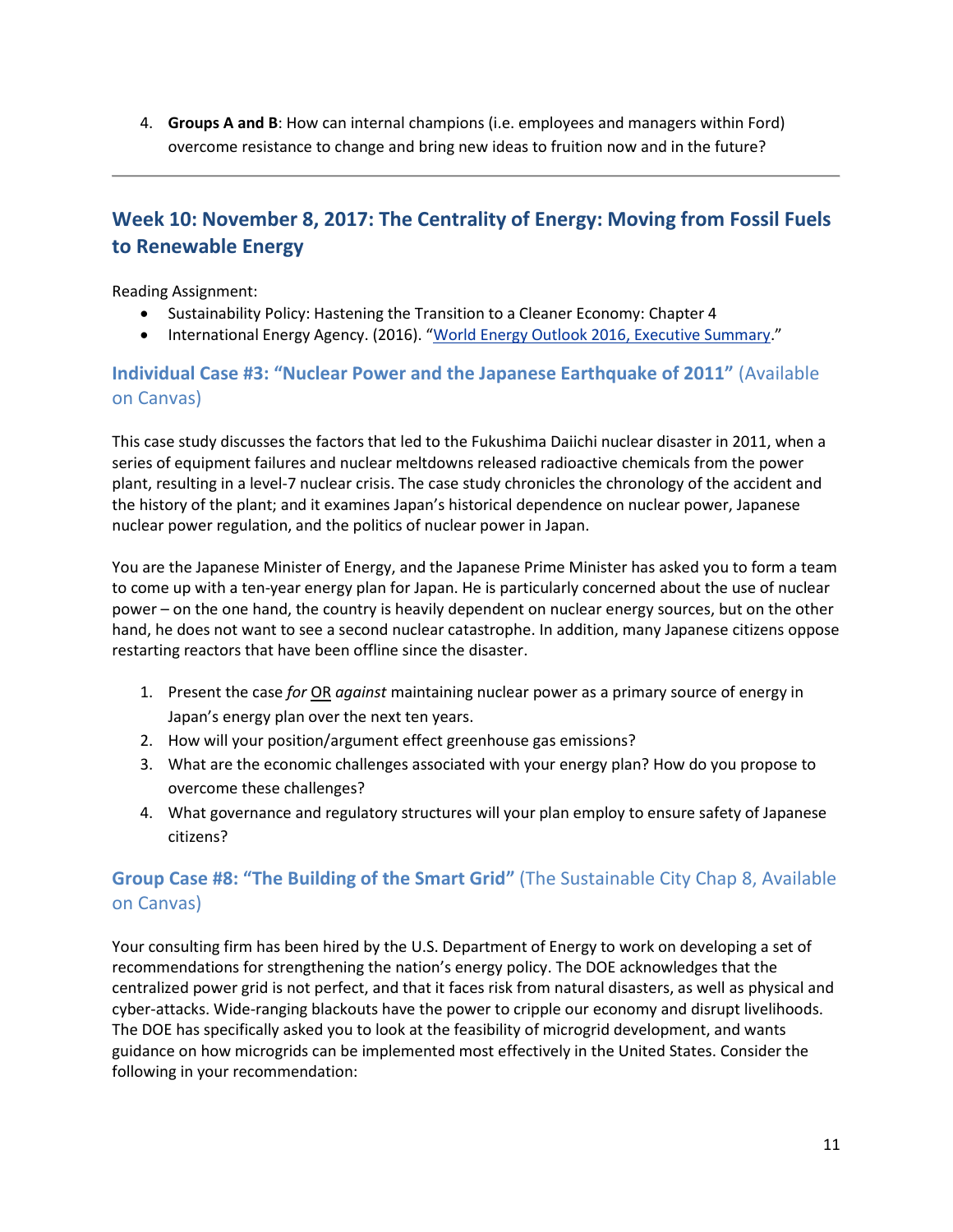4. **Groups A and B**: How can internal champions (i.e. employees and managers within Ford) overcome resistance to change and bring new ideas to fruition now and in the future?

---

## Week 10: November 8, 2017: The Centrality of Energy: Moving from Fossil Fuels to Renewable Energy

Reading Assignment:

- Sustainability Policy: Hastening the Transition to a Cleaner Economy: Chapter 4
- International Energy Agency. (2016). "World Energy Outlook 2016, Executive Summary."

### Individual Case #3: "Nuclear Power and the Japanese Earthquake of 2011" (Available on Canvas)

This case study discusses the factors that led to the Fukushima Daiichi nuclear disaster in 2011, when a series of equipment failures and nuclear meltdowns released radioactive chemicals from the power plant, resulting in a level-7 nuclear crisis. The case study chronicles the chronology of the accident and the history of the plant; and it examines Japan's historical dependence on nuclear power, Japanese nuclear power regulation, and the politics of nuclear power in Japan.

You are the Japanese Minister of Energy, and the Japanese Prime Minister has asked you to form a team to come up with a ten-year energy plan for Japan. He is particularly concerned about the use of nuclear power – on the one hand, the country is heavily dependent on nuclear energy sources, but on the other hand, he does not want to see a second nuclear catastrophe. In addition, many Japanese citizens oppose restarting reactors that have been offline since the disaster.

1. Present the case *for* <u>OR</u> *against* maintaining nuclear power as a primary source of energy in Japan's energy plan over the next ten years.
2. How will your position/argument effect greenhouse gas emissions?
3. What are the economic challenges associated with your energy plan? How do you propose to overcome these challenges?
4. What governance and regulatory structures will your plan employ to ensure safety of Japanese citizens?

### Group Case #8: "The Building of the Smart Grid" (The Sustainable City Chap 8, Available on Canvas)

Your consulting firm has been hired by the U.S. Department of Energy to work on developing a set of recommendations for strengthening the nation's energy policy. The DOE acknowledges that the centralized power grid is not perfect, and that it faces risk from natural disasters, as well as physical and cyber-attacks. Wide-ranging blackouts have the power to cripple our economy and disrupt livelihoods. The DOE has specifically asked you to look at the feasibility of microgrid development, and wants guidance on how microgrids can be implemented most effectively in the United States. Consider the following in your recommendation: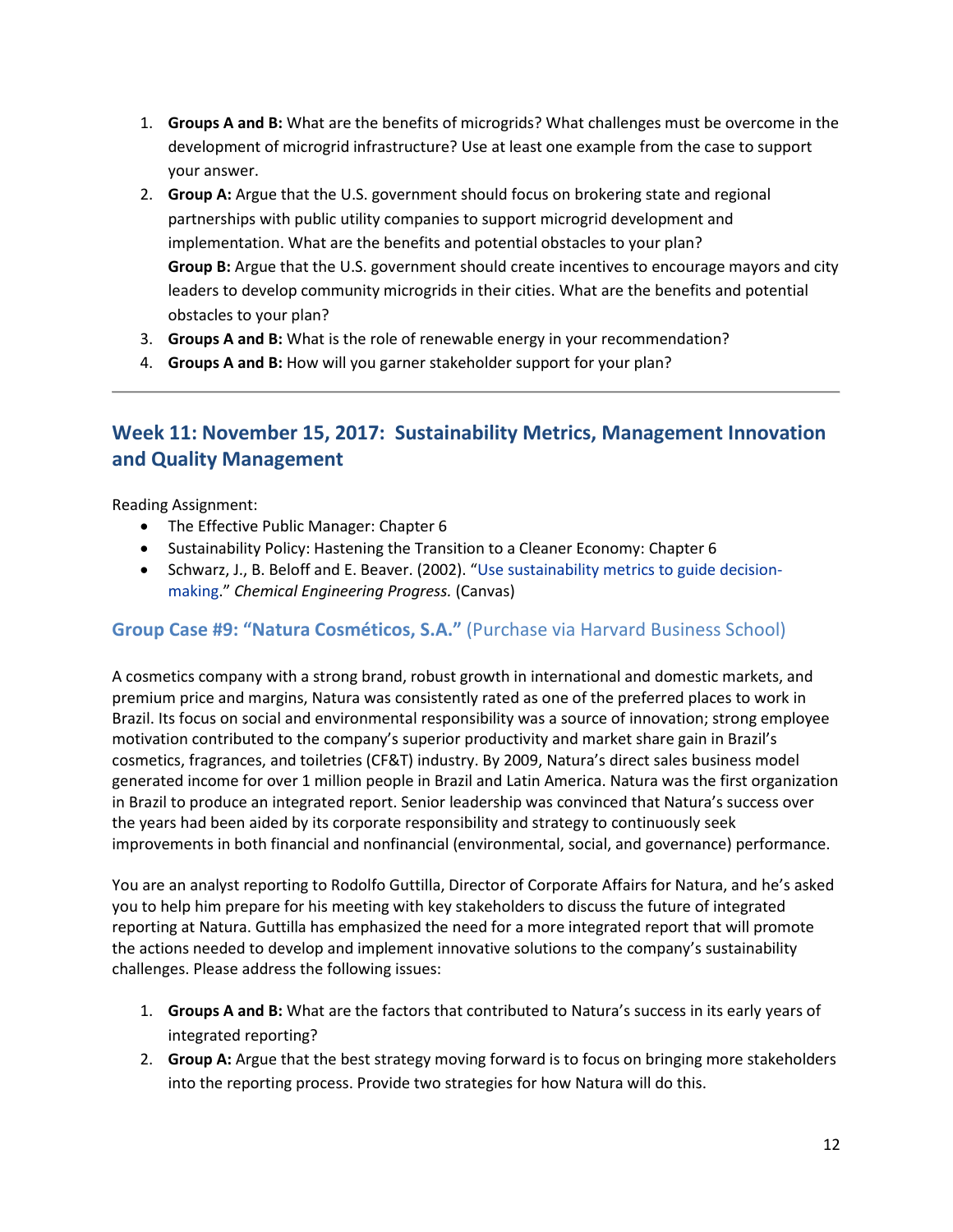1. **Groups A and B:** What are the benefits of microgrids? What challenges must be overcome in the development of microgrid infrastructure? Use at least one example from the case to support your answer.
2. **Group A:** Argue that the U.S. government should focus on brokering state and regional partnerships with public utility companies to support microgrid development and implementation. What are the benefits and potential obstacles to your plan?
   **Group B:** Argue that the U.S. government should create incentives to encourage mayors and city leaders to develop community microgrids in their cities. What are the benefits and potential obstacles to your plan?
3. **Groups A and B:** What is the role of renewable energy in your recommendation?
4. **Groups A and B:** How will you garner stakeholder support for your plan?

---

## Week 11: November 15, 2017: Sustainability Metrics, Management Innovation and Quality Management

Reading Assignment:

- The Effective Public Manager: Chapter 6
- Sustainability Policy: Hastening the Transition to a Cleaner Economy: Chapter 6
- Schwarz, J., B. Beloff and E. Beaver. (2002). "Use sustainability metrics to guide decision-making." *Chemical Engineering Progress.* (Canvas)

### Group Case #9: "Natura Cosméticos, S.A." (Purchase via Harvard Business School)

A cosmetics company with a strong brand, robust growth in international and domestic markets, and premium price and margins, Natura was consistently rated as one of the preferred places to work in Brazil. Its focus on social and environmental responsibility was a source of innovation; strong employee motivation contributed to the company's superior productivity and market share gain in Brazil's cosmetics, fragrances, and toiletries (CF&T) industry. By 2009, Natura's direct sales business model generated income for over 1 million people in Brazil and Latin America. Natura was the first organization in Brazil to produce an integrated report. Senior leadership was convinced that Natura's success over the years had been aided by its corporate responsibility and strategy to continuously seek improvements in both financial and nonfinancial (environmental, social, and governance) performance.

You are an analyst reporting to Rodolfo Guttilla, Director of Corporate Affairs for Natura, and he's asked you to help him prepare for his meeting with key stakeholders to discuss the future of integrated reporting at Natura. Guttilla has emphasized the need for a more integrated report that will promote the actions needed to develop and implement innovative solutions to the company's sustainability challenges. Please address the following issues:

1. **Groups A and B:** What are the factors that contributed to Natura's success in its early years of integrated reporting?
2. **Group A:** Argue that the best strategy moving forward is to focus on bringing more stakeholders into the reporting process. Provide two strategies for how Natura will do this.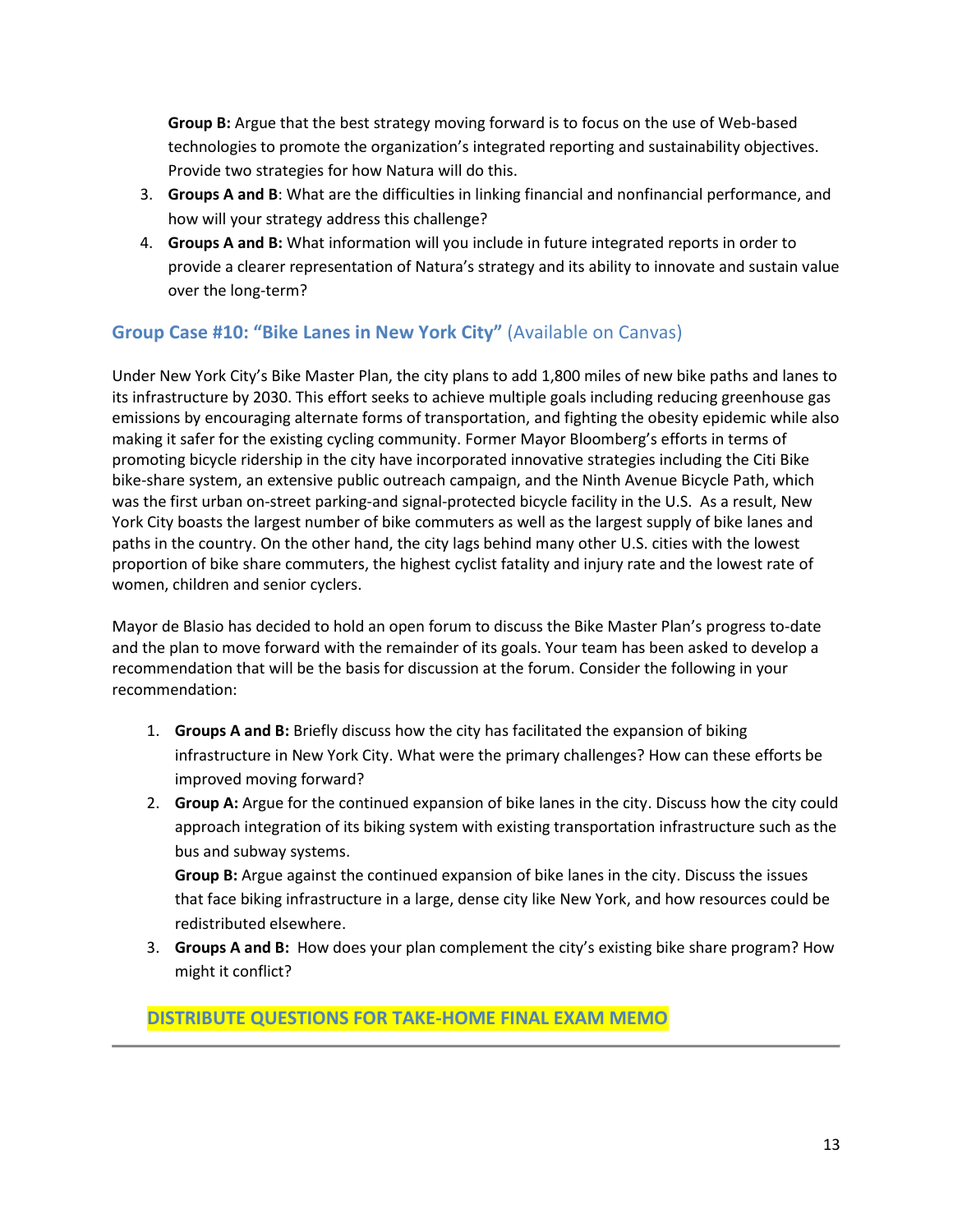**Group B:** Argue that the best strategy moving forward is to focus on the use of Web-based technologies to promote the organization's integrated reporting and sustainability objectives. Provide two strategies for how Natura will do this.

3. **Groups A and B**: What are the difficulties in linking financial and nonfinancial performance, and how will your strategy address this challenge?
4. **Groups A and B:** What information will you include in future integrated reports in order to provide a clearer representation of Natura's strategy and its ability to innovate and sustain value over the long-term?

### Group Case #10: "Bike Lanes in New York City" (Available on Canvas)

Under New York City's Bike Master Plan, the city plans to add 1,800 miles of new bike paths and lanes to its infrastructure by 2030. This effort seeks to achieve multiple goals including reducing greenhouse gas emissions by encouraging alternate forms of transportation, and fighting the obesity epidemic while also making it safer for the existing cycling community. Former Mayor Bloomberg's efforts in terms of promoting bicycle ridership in the city have incorporated innovative strategies including the Citi Bike bike-share system, an extensive public outreach campaign, and the Ninth Avenue Bicycle Path, which was the first urban on-street parking-and signal-protected bicycle facility in the U.S. As a result, New York City boasts the largest number of bike commuters as well as the largest supply of bike lanes and paths in the country. On the other hand, the city lags behind many other U.S. cities with the lowest proportion of bike share commuters, the highest cyclist fatality and injury rate and the lowest rate of women, children and senior cyclers.

Mayor de Blasio has decided to hold an open forum to discuss the Bike Master Plan's progress to-date and the plan to move forward with the remainder of its goals. Your team has been asked to develop a recommendation that will be the basis for discussion at the forum. Consider the following in your recommendation:

1. **Groups A and B:** Briefly discuss how the city has facilitated the expansion of biking infrastructure in New York City. What were the primary challenges? How can these efforts be improved moving forward?
2. **Group A:** Argue for the continued expansion of bike lanes in the city. Discuss how the city could approach integration of its biking system with existing transportation infrastructure such as the bus and subway systems.

   **Group B:** Argue against the continued expansion of bike lanes in the city. Discuss the issues that face biking infrastructure in a large, dense city like New York, and how resources could be redistributed elsewhere.
3. **Groups A and B:** How does your plan complement the city's existing bike share program? How might it conflict?

### DISTRIBUTE QUESTIONS FOR TAKE-HOME FINAL EXAM MEMO

---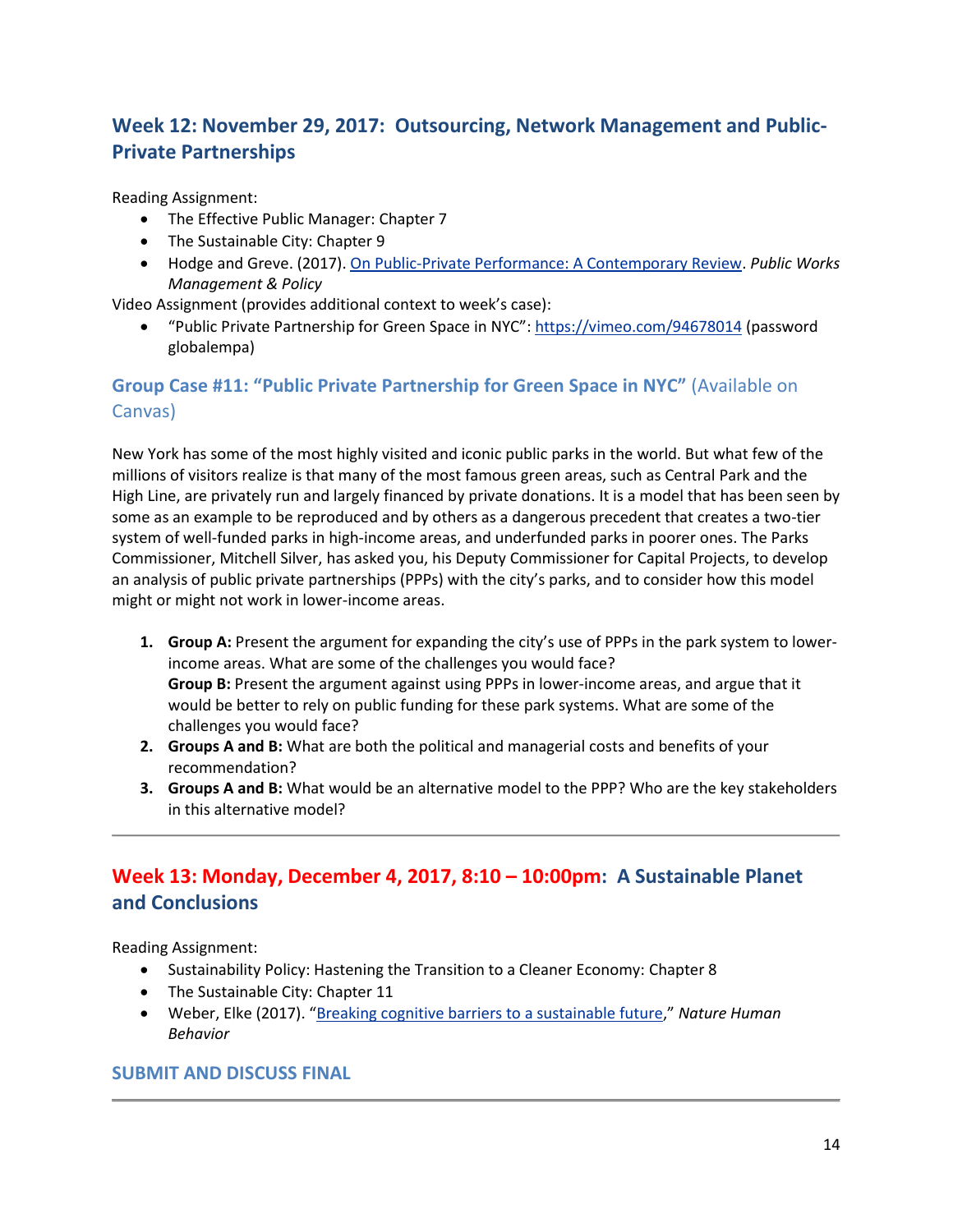## Week 12: November 29, 2017: Outsourcing, Network Management and Public-Private Partnerships

Reading Assignment:

- The Effective Public Manager: Chapter 7
- The Sustainable City: Chapter 9
- Hodge and Greve. (2017). [On Public-Private Performance: A Contemporary Review](). *Public Works Management & Policy*

Video Assignment (provides additional context to week's case):

- "Public Private Partnership for Green Space in NYC": https://vimeo.com/94678014 (password globalempa)

### Group Case #11: "Public Private Partnership for Green Space in NYC" (Available on Canvas)

New York has some of the most highly visited and iconic public parks in the world. But what few of the millions of visitors realize is that many of the most famous green areas, such as Central Park and the High Line, are privately run and largely financed by private donations. It is a model that has been seen by some as an example to be reproduced and by others as a dangerous precedent that creates a two-tier system of well-funded parks in high-income areas, and underfunded parks in poorer ones. The Parks Commissioner, Mitchell Silver, has asked you, his Deputy Commissioner for Capital Projects, to develop an analysis of public private partnerships (PPPs) with the city's parks, and to consider how this model might or might not work in lower-income areas.

1. **Group A:** Present the argument for expanding the city's use of PPPs in the park system to lower-income areas. What are some of the challenges you would face?
   **Group B:** Present the argument against using PPPs in lower-income areas, and argue that it would be better to rely on public funding for these park systems. What are some of the challenges you would face?
2. **Groups A and B:** What are both the political and managerial costs and benefits of your recommendation?
3. **Groups A and B:** What would be an alternative model to the PPP? Who are the key stakeholders in this alternative model?

---

## Week 13: Monday, December 4, 2017, 8:10 – 10:00pm: A Sustainable Planet and Conclusions

Reading Assignment:

- Sustainability Policy: Hastening the Transition to a Cleaner Economy: Chapter 8
- The Sustainable City: Chapter 11
- Weber, Elke (2017). "[Breaking cognitive barriers to a sustainable future]()," *Nature Human Behavior*

### SUBMIT AND DISCUSS FINAL

---